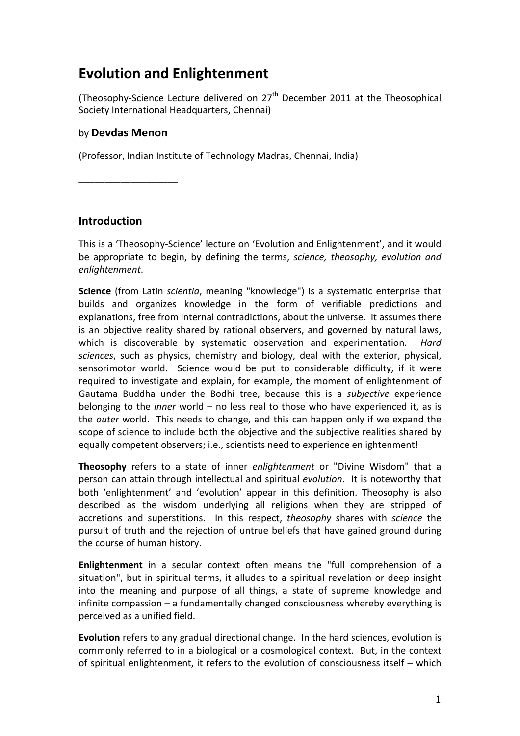# Evolution and Enlightenment

(Theosophy-Science Lecture delivered on 27th December 2011 at the Theosophical Society International Headquarters, Chennai)

by **Devdas Menon**

(Professor, Indian Institute of Technology Madras, Chennai, India)

___________________

## Introduction

This is a 'Theosophy-Science' lecture on 'Evolution and Enlightenment', and it would be appropriate to begin, by defining the terms, *science, theosophy, evolution and enlightenment*.

**Science** (from Latin *scientia*, meaning "knowledge") is a systematic enterprise that builds and organizes knowledge in the form of verifiable predictions and explanations, free from internal contradictions, about the universe. It assumes there is an objective reality shared by rational observers, and governed by natural laws, which is discoverable by systematic observation and experimentation. *Hard sciences*, such as physics, chemistry and biology, deal with the exterior, physical, sensorimotor world. Science would be put to considerable difficulty, if it were required to investigate and explain, for example, the moment of enlightenment of Gautama Buddha under the Bodhi tree, because this is a *subjective* experience belonging to the *inner* world – no less real to those who have experienced it, as is the *outer* world. This needs to change, and this can happen only if we expand the scope of science to include both the objective and the subjective realities shared by equally competent observers; i.e., scientists need to experience enlightenment!

**Theosophy** refers to a state of inner *enlightenment* or "Divine Wisdom" that a person can attain through intellectual and spiritual *evolution*. It is noteworthy that both 'enlightenment' and 'evolution' appear in this definition. Theosophy is also described as the wisdom underlying all religions when they are stripped of accretions and superstitions. In this respect, *theosophy* shares with *science* the pursuit of truth and the rejection of untrue beliefs that have gained ground during the course of human history.

**Enlightenment** in a secular context often means the "full comprehension of a situation", but in spiritual terms, it alludes to a spiritual revelation or deep insight into the meaning and purpose of all things, a state of supreme knowledge and infinite compassion – a fundamentally changed consciousness whereby everything is perceived as a unified field.

**Evolution** refers to any gradual directional change. In the hard sciences, evolution is commonly referred to in a biological or a cosmological context. But, in the context of spiritual enlightenment, it refers to the evolution of consciousness itself – which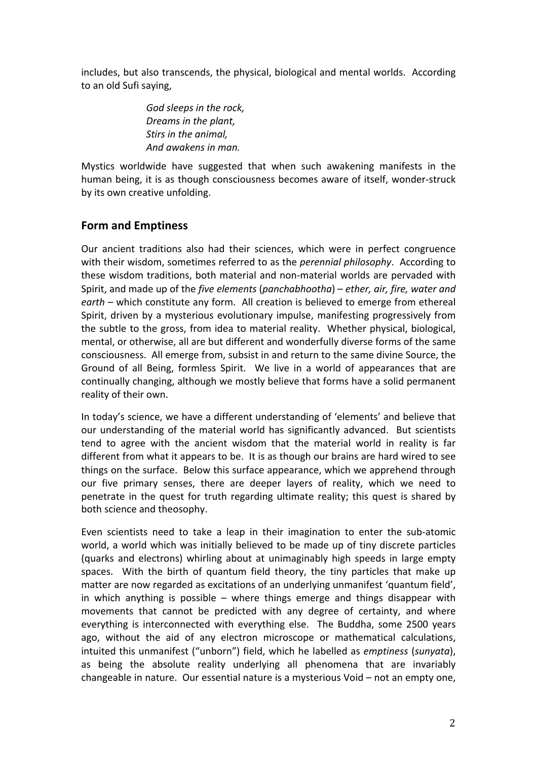includes, but also transcends, the physical, biological and mental worlds. According to an old Sufi saying,

> *God sleeps in the rock,*
> *Dreams in the plant,*
> *Stirs in the animal,*
> *And awakens in man.*

Mystics worldwide have suggested that when such awakening manifests in the human being, it is as though consciousness becomes aware of itself, wonder-struck by its own creative unfolding.

## Form and Emptiness

Our ancient traditions also had their sciences, which were in perfect congruence with their wisdom, sometimes referred to as the *perennial philosophy*. According to these wisdom traditions, both material and non-material worlds are pervaded with Spirit, and made up of the *five elements* (*panchabhootha*) – *ether, air, fire, water and earth* – which constitute any form. All creation is believed to emerge from ethereal Spirit, driven by a mysterious evolutionary impulse, manifesting progressively from the subtle to the gross, from idea to material reality. Whether physical, biological, mental, or otherwise, all are but different and wonderfully diverse forms of the same consciousness. All emerge from, subsist in and return to the same divine Source, the Ground of all Being, formless Spirit. We live in a world of appearances that are continually changing, although we mostly believe that forms have a solid permanent reality of their own.

In today's science, we have a different understanding of 'elements' and believe that our understanding of the material world has significantly advanced. But scientists tend to agree with the ancient wisdom that the material world in reality is far different from what it appears to be. It is as though our brains are hard wired to see things on the surface. Below this surface appearance, which we apprehend through our five primary senses, there are deeper layers of reality, which we need to penetrate in the quest for truth regarding ultimate reality; this quest is shared by both science and theosophy.

Even scientists need to take a leap in their imagination to enter the sub-atomic world, a world which was initially believed to be made up of tiny discrete particles (quarks and electrons) whirling about at unimaginably high speeds in large empty spaces. With the birth of quantum field theory, the tiny particles that make up matter are now regarded as excitations of an underlying unmanifest 'quantum field', in which anything is possible – where things emerge and things disappear with movements that cannot be predicted with any degree of certainty, and where everything is interconnected with everything else. The Buddha, some 2500 years ago, without the aid of any electron microscope or mathematical calculations, intuited this unmanifest ("unborn") field, which he labelled as *emptiness* (*sunyata*), as being the absolute reality underlying all phenomena that are invariably changeable in nature. Our essential nature is a mysterious Void – not an empty one,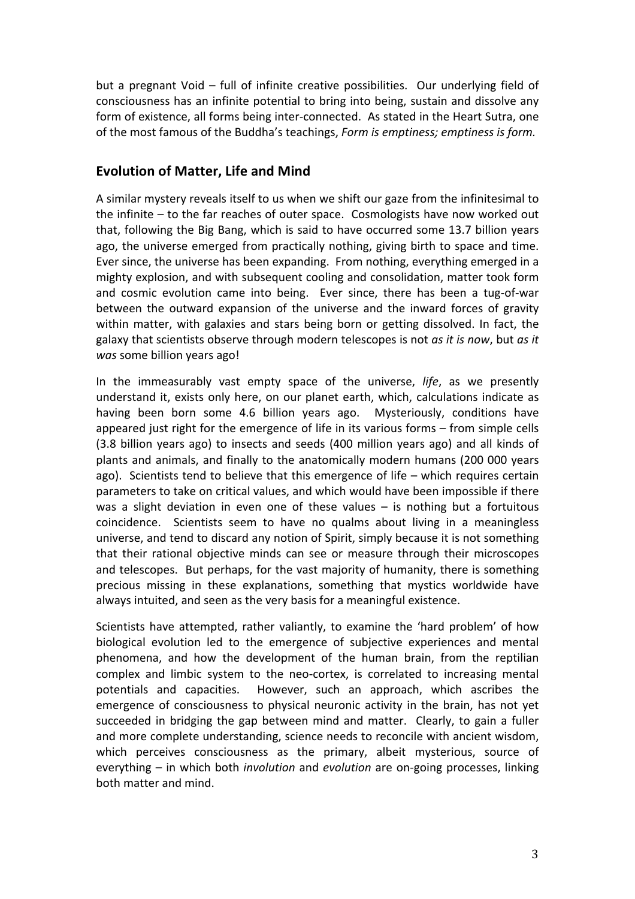but a pregnant Void – full of infinite creative possibilities. Our underlying field of consciousness has an infinite potential to bring into being, sustain and dissolve any form of existence, all forms being inter-connected. As stated in the Heart Sutra, one of the most famous of the Buddha's teachings, *Form is emptiness; emptiness is form.*

## Evolution of Matter, Life and Mind

A similar mystery reveals itself to us when we shift our gaze from the infinitesimal to the infinite – to the far reaches of outer space. Cosmologists have now worked out that, following the Big Bang, which is said to have occurred some 13.7 billion years ago, the universe emerged from practically nothing, giving birth to space and time. Ever since, the universe has been expanding. From nothing, everything emerged in a mighty explosion, and with subsequent cooling and consolidation, matter took form and cosmic evolution came into being. Ever since, there has been a tug-of-war between the outward expansion of the universe and the inward forces of gravity within matter, with galaxies and stars being born or getting dissolved. In fact, the galaxy that scientists observe through modern telescopes is not *as it is now*, but *as it was* some billion years ago!

In the immeasurably vast empty space of the universe, *life*, as we presently understand it, exists only here, on our planet earth, which, calculations indicate as having been born some 4.6 billion years ago. Mysteriously, conditions have appeared just right for the emergence of life in its various forms – from simple cells (3.8 billion years ago) to insects and seeds (400 million years ago) and all kinds of plants and animals, and finally to the anatomically modern humans (200 000 years ago). Scientists tend to believe that this emergence of life – which requires certain parameters to take on critical values, and which would have been impossible if there was a slight deviation in even one of these values – is nothing but a fortuitous coincidence. Scientists seem to have no qualms about living in a meaningless universe, and tend to discard any notion of Spirit, simply because it is not something that their rational objective minds can see or measure through their microscopes and telescopes. But perhaps, for the vast majority of humanity, there is something precious missing in these explanations, something that mystics worldwide have always intuited, and seen as the very basis for a meaningful existence.

Scientists have attempted, rather valiantly, to examine the 'hard problem' of how biological evolution led to the emergence of subjective experiences and mental phenomena, and how the development of the human brain, from the reptilian complex and limbic system to the neo-cortex, is correlated to increasing mental potentials and capacities. However, such an approach, which ascribes the emergence of consciousness to physical neuronic activity in the brain, has not yet succeeded in bridging the gap between mind and matter. Clearly, to gain a fuller and more complete understanding, science needs to reconcile with ancient wisdom, which perceives consciousness as the primary, albeit mysterious, source of everything – in which both *involution* and *evolution* are on-going processes, linking both matter and mind.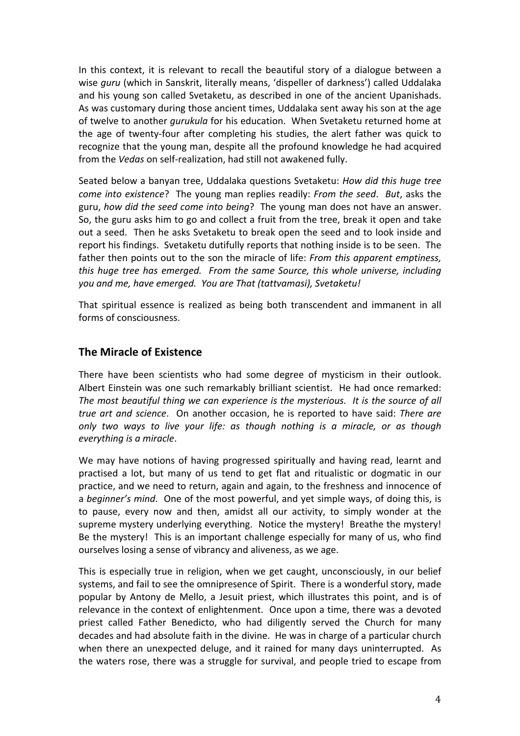In this context, it is relevant to recall the beautiful story of a dialogue between a wise *guru* (which in Sanskrit, literally means, 'dispeller of darkness') called Uddalaka and his young son called Svetaketu, as described in one of the ancient Upanishads. As was customary during those ancient times, Uddalaka sent away his son at the age of twelve to another *gurukula* for his education. When Svetaketu returned home at the age of twenty-four after completing his studies, the alert father was quick to recognize that the young man, despite all the profound knowledge he had acquired from the *Vedas* on self-realization, had still not awakened fully.

Seated below a banyan tree, Uddalaka questions Svetaketu: *How did this huge tree come into existence*? The young man replies readily: *From the seed*. *But*, asks the guru, *how did the seed come into being*? The young man does not have an answer. So, the guru asks him to go and collect a fruit from the tree, break it open and take out a seed. Then he asks Svetaketu to break open the seed and to look inside and report his findings. Svetaketu dutifully reports that nothing inside is to be seen. The father then points out to the son the miracle of life: *From this apparent emptiness, this huge tree has emerged. From the same Source, this whole universe, including you and me, have emerged. You are That (tattvamasi), Svetaketu!*

That spiritual essence is realized as being both transcendent and immanent in all forms of consciousness.

## The Miracle of Existence

There have been scientists who had some degree of mysticism in their outlook. Albert Einstein was one such remarkably brilliant scientist. He had once remarked: *The most beautiful thing we can experience is the mysterious. It is the source of all true art and science*. On another occasion, he is reported to have said: *There are only two ways to live your life: as though nothing is a miracle, or as though everything is a miracle*.

We may have notions of having progressed spiritually and having read, learnt and practised a lot, but many of us tend to get flat and ritualistic or dogmatic in our practice, and we need to return, again and again, to the freshness and innocence of a *beginner's mind*. One of the most powerful, and yet simple ways, of doing this, is to pause, every now and then, amidst all our activity, to simply wonder at the supreme mystery underlying everything. Notice the mystery! Breathe the mystery! Be the mystery! This is an important challenge especially for many of us, who find ourselves losing a sense of vibrancy and aliveness, as we age.

This is especially true in religion, when we get caught, unconsciously, in our belief systems, and fail to see the omnipresence of Spirit. There is a wonderful story, made popular by Antony de Mello, a Jesuit priest, which illustrates this point, and is of relevance in the context of enlightenment. Once upon a time, there was a devoted priest called Father Benedicto, who had diligently served the Church for many decades and had absolute faith in the divine. He was in charge of a particular church when there an unexpected deluge, and it rained for many days uninterrupted. As the waters rose, there was a struggle for survival, and people tried to escape from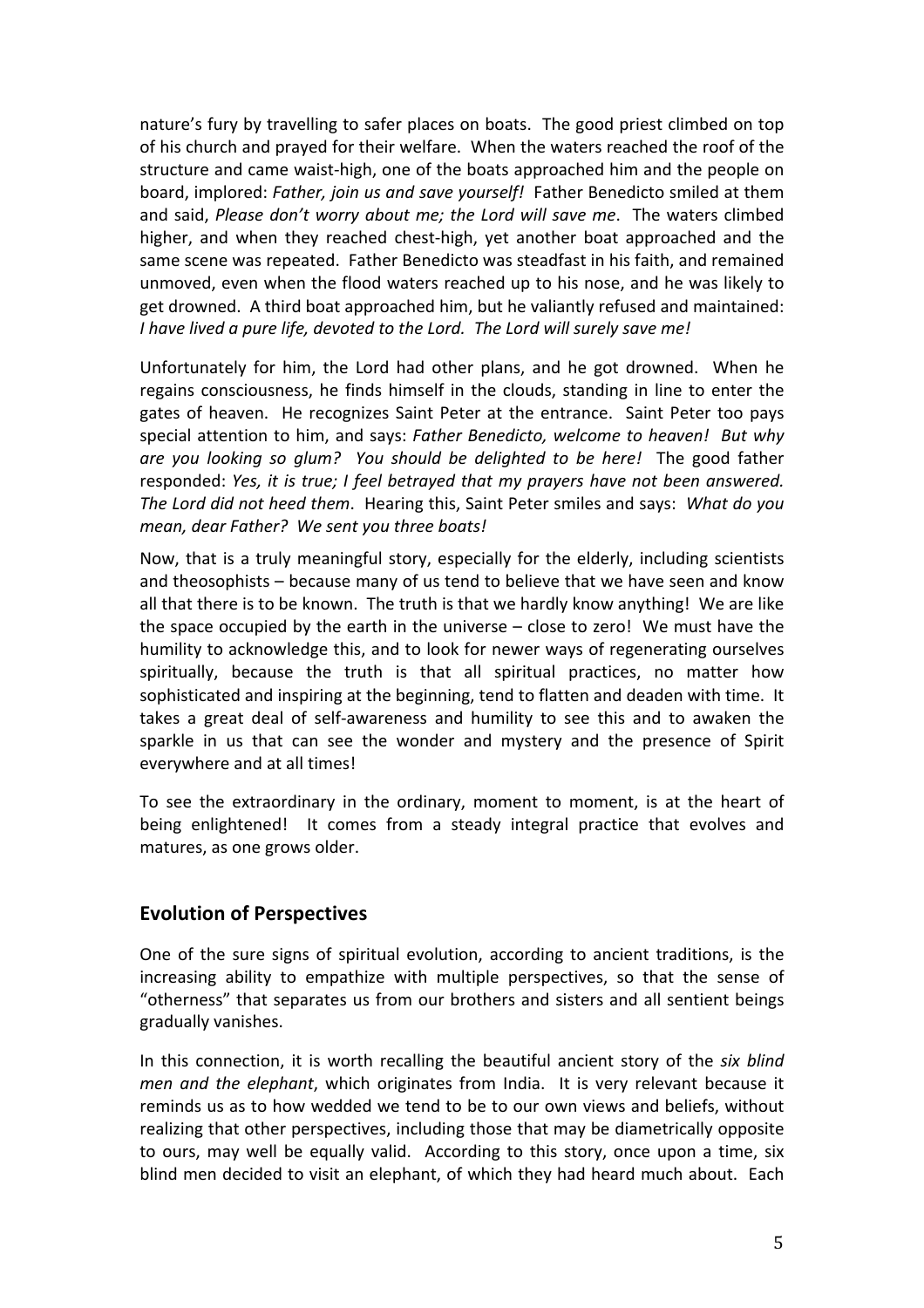nature's fury by travelling to safer places on boats. The good priest climbed on top of his church and prayed for their welfare. When the waters reached the roof of the structure and came waist-high, one of the boats approached him and the people on board, implored: *Father, join us and save yourself!* Father Benedicto smiled at them and said, *Please don't worry about me; the Lord will save me*. The waters climbed higher, and when they reached chest-high, yet another boat approached and the same scene was repeated. Father Benedicto was steadfast in his faith, and remained unmoved, even when the flood waters reached up to his nose, and he was likely to get drowned. A third boat approached him, but he valiantly refused and maintained: *I have lived a pure life, devoted to the Lord. The Lord will surely save me!*

Unfortunately for him, the Lord had other plans, and he got drowned. When he regains consciousness, he finds himself in the clouds, standing in line to enter the gates of heaven. He recognizes Saint Peter at the entrance. Saint Peter too pays special attention to him, and says: *Father Benedicto, welcome to heaven! But why are you looking so glum? You should be delighted to be here!* The good father responded: *Yes, it is true; I feel betrayed that my prayers have not been answered. The Lord did not heed them*. Hearing this, Saint Peter smiles and says: *What do you mean, dear Father? We sent you three boats!*

Now, that is a truly meaningful story, especially for the elderly, including scientists and theosophists – because many of us tend to believe that we have seen and know all that there is to be known. The truth is that we hardly know anything! We are like the space occupied by the earth in the universe – close to zero! We must have the humility to acknowledge this, and to look for newer ways of regenerating ourselves spiritually, because the truth is that all spiritual practices, no matter how sophisticated and inspiring at the beginning, tend to flatten and deaden with time. It takes a great deal of self-awareness and humility to see this and to awaken the sparkle in us that can see the wonder and mystery and the presence of Spirit everywhere and at all times!

To see the extraordinary in the ordinary, moment to moment, is at the heart of being enlightened! It comes from a steady integral practice that evolves and matures, as one grows older.

## Evolution of Perspectives

One of the sure signs of spiritual evolution, according to ancient traditions, is the increasing ability to empathize with multiple perspectives, so that the sense of "otherness" that separates us from our brothers and sisters and all sentient beings gradually vanishes.

In this connection, it is worth recalling the beautiful ancient story of the *six blind men and the elephant*, which originates from India. It is very relevant because it reminds us as to how wedded we tend to be to our own views and beliefs, without realizing that other perspectives, including those that may be diametrically opposite to ours, may well be equally valid. According to this story, once upon a time, six blind men decided to visit an elephant, of which they had heard much about. Each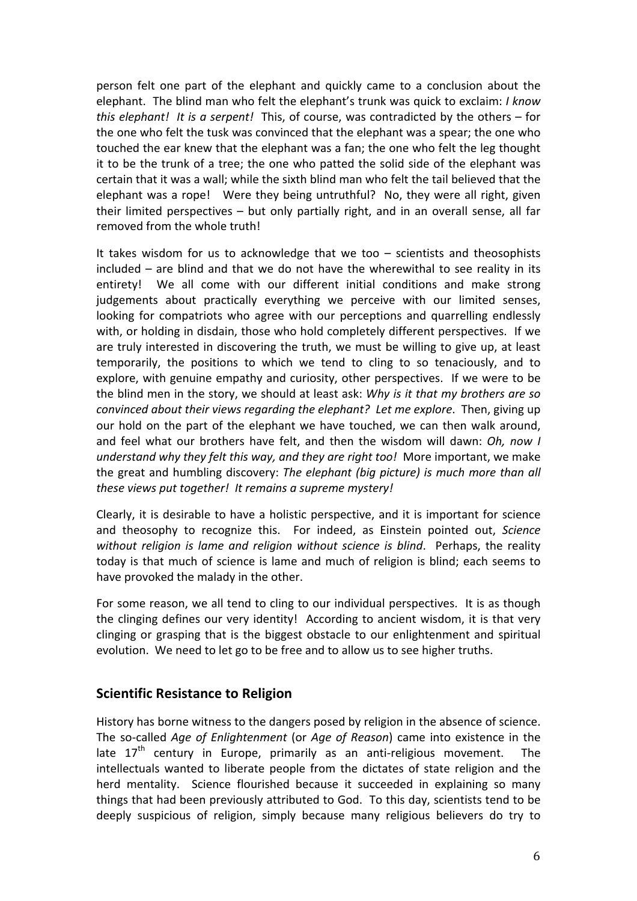person felt one part of the elephant and quickly came to a conclusion about the elephant. The blind man who felt the elephant's trunk was quick to exclaim: *I know this elephant! It is a serpent!* This, of course, was contradicted by the others – for the one who felt the tusk was convinced that the elephant was a spear; the one who touched the ear knew that the elephant was a fan; the one who felt the leg thought it to be the trunk of a tree; the one who patted the solid side of the elephant was certain that it was a wall; while the sixth blind man who felt the tail believed that the elephant was a rope! Were they being untruthful? No, they were all right, given their limited perspectives – but only partially right, and in an overall sense, all far removed from the whole truth!

It takes wisdom for us to acknowledge that we too – scientists and theosophists included – are blind and that we do not have the wherewithal to see reality in its entirety! We all come with our different initial conditions and make strong judgements about practically everything we perceive with our limited senses, looking for compatriots who agree with our perceptions and quarrelling endlessly with, or holding in disdain, those who hold completely different perspectives. If we are truly interested in discovering the truth, we must be willing to give up, at least temporarily, the positions to which we tend to cling to so tenaciously, and to explore, with genuine empathy and curiosity, other perspectives. If we were to be the blind men in the story, we should at least ask: *Why is it that my brothers are so convinced about their views regarding the elephant? Let me explore*. Then, giving up our hold on the part of the elephant we have touched, we can then walk around, and feel what our brothers have felt, and then the wisdom will dawn: *Oh, now I understand why they felt this way, and they are right too!* More important, we make the great and humbling discovery: *The elephant (big picture) is much more than all these views put together! It remains a supreme mystery!*

Clearly, it is desirable to have a holistic perspective, and it is important for science and theosophy to recognize this. For indeed, as Einstein pointed out, *Science without religion is lame and religion without science is blind*. Perhaps, the reality today is that much of science is lame and much of religion is blind; each seems to have provoked the malady in the other.

For some reason, we all tend to cling to our individual perspectives. It is as though the clinging defines our very identity! According to ancient wisdom, it is that very clinging or grasping that is the biggest obstacle to our enlightenment and spiritual evolution. We need to let go to be free and to allow us to see higher truths.

## Scientific Resistance to Religion

History has borne witness to the dangers posed by religion in the absence of science. The so-called *Age of Enlightenment* (or *Age of Reason*) came into existence in the late 17th century in Europe, primarily as an anti-religious movement. The intellectuals wanted to liberate people from the dictates of state religion and the herd mentality. Science flourished because it succeeded in explaining so many things that had been previously attributed to God. To this day, scientists tend to be deeply suspicious of religion, simply because many religious believers do try to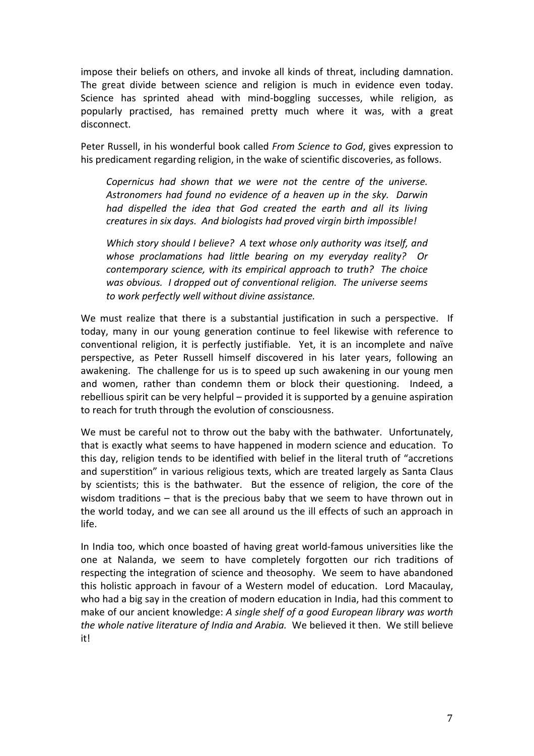impose their beliefs on others, and invoke all kinds of threat, including damnation. The great divide between science and religion is much in evidence even today. Science has sprinted ahead with mind-boggling successes, while religion, as popularly practised, has remained pretty much where it was, with a great disconnect.

Peter Russell, in his wonderful book called *From Science to God*, gives expression to his predicament regarding religion, in the wake of scientific discoveries, as follows.

> *Copernicus had shown that we were not the centre of the universe. Astronomers had found no evidence of a heaven up in the sky. Darwin had dispelled the idea that God created the earth and all its living creatures in six days. And biologists had proved virgin birth impossible!*
>
> *Which story should I believe? A text whose only authority was itself, and whose proclamations had little bearing on my everyday reality? Or contemporary science, with its empirical approach to truth? The choice was obvious. I dropped out of conventional religion. The universe seems to work perfectly well without divine assistance.*

We must realize that there is a substantial justification in such a perspective. If today, many in our young generation continue to feel likewise with reference to conventional religion, it is perfectly justifiable. Yet, it is an incomplete and naïve perspective, as Peter Russell himself discovered in his later years, following an awakening. The challenge for us is to speed up such awakening in our young men and women, rather than condemn them or block their questioning. Indeed, a rebellious spirit can be very helpful – provided it is supported by a genuine aspiration to reach for truth through the evolution of consciousness.

We must be careful not to throw out the baby with the bathwater. Unfortunately, that is exactly what seems to have happened in modern science and education. To this day, religion tends to be identified with belief in the literal truth of "accretions and superstition" in various religious texts, which are treated largely as Santa Claus by scientists; this is the bathwater. But the essence of religion, the core of the wisdom traditions – that is the precious baby that we seem to have thrown out in the world today, and we can see all around us the ill effects of such an approach in life.

In India too, which once boasted of having great world-famous universities like the one at Nalanda, we seem to have completely forgotten our rich traditions of respecting the integration of science and theosophy. We seem to have abandoned this holistic approach in favour of a Western model of education. Lord Macaulay, who had a big say in the creation of modern education in India, had this comment to make of our ancient knowledge: *A single shelf of a good European library was worth the whole native literature of India and Arabia.* We believed it then. We still believe it!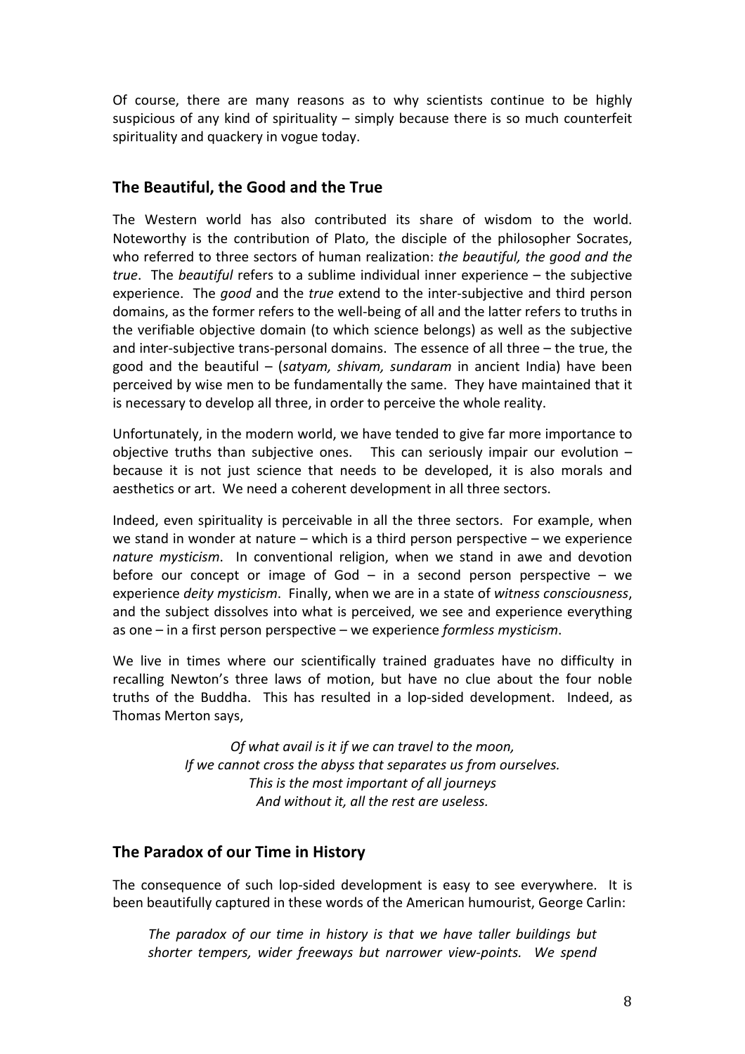Of course, there are many reasons as to why scientists continue to be highly suspicious of any kind of spirituality – simply because there is so much counterfeit spirituality and quackery in vogue today.

## The Beautiful, the Good and the True

The Western world has also contributed its share of wisdom to the world. Noteworthy is the contribution of Plato, the disciple of the philosopher Socrates, who referred to three sectors of human realization: *the beautiful, the good and the true*. The *beautiful* refers to a sublime individual inner experience – the subjective experience. The *good* and the *true* extend to the inter-subjective and third person domains, as the former refers to the well-being of all and the latter refers to truths in the verifiable objective domain (to which science belongs) as well as the subjective and inter-subjective trans-personal domains. The essence of all three – the true, the good and the beautiful – (*satyam, shivam, sundaram* in ancient India) have been perceived by wise men to be fundamentally the same. They have maintained that it is necessary to develop all three, in order to perceive the whole reality.

Unfortunately, in the modern world, we have tended to give far more importance to objective truths than subjective ones. This can seriously impair our evolution – because it is not just science that needs to be developed, it is also morals and aesthetics or art. We need a coherent development in all three sectors.

Indeed, even spirituality is perceivable in all the three sectors. For example, when we stand in wonder at nature – which is a third person perspective – we experience *nature mysticism*. In conventional religion, when we stand in awe and devotion before our concept or image of God – in a second person perspective – we experience *deity mysticism*. Finally, when we are in a state of *witness consciousness*, and the subject dissolves into what is perceived, we see and experience everything as one – in a first person perspective – we experience *formless mysticism*.

We live in times where our scientifically trained graduates have no difficulty in recalling Newton's three laws of motion, but have no clue about the four noble truths of the Buddha. This has resulted in a lop-sided development. Indeed, as Thomas Merton says,

> *Of what avail is it if we can travel to the moon,*
> *If we cannot cross the abyss that separates us from ourselves.*
> *This is the most important of all journeys*
> *And without it, all the rest are useless.*

## The Paradox of our Time in History

The consequence of such lop-sided development is easy to see everywhere. It is been beautifully captured in these words of the American humourist, George Carlin:

> *The paradox of our time in history is that we have taller buildings but shorter tempers, wider freeways but narrower view-points. We spend*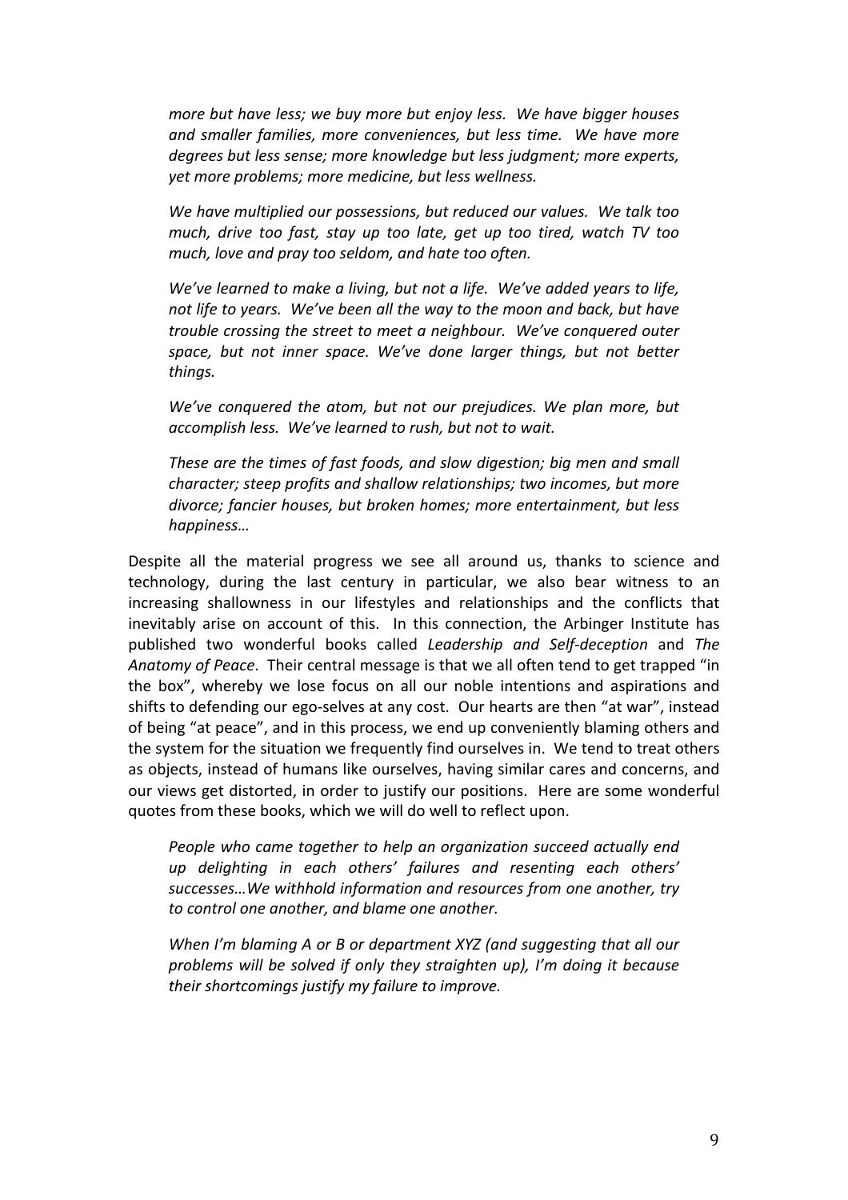*more but have less; we buy more but enjoy less. We have bigger houses and smaller families, more conveniences, but less time. We have more degrees but less sense; more knowledge but less judgment; more experts, yet more problems; more medicine, but less wellness.*

*We have multiplied our possessions, but reduced our values. We talk too much, drive too fast, stay up too late, get up too tired, watch TV too much, love and pray too seldom, and hate too often.*

*We've learned to make a living, but not a life. We've added years to life, not life to years. We've been all the way to the moon and back, but have trouble crossing the street to meet a neighbour. We've conquered outer space, but not inner space. We've done larger things, but not better things.*

*We've conquered the atom, but not our prejudices. We plan more, but accomplish less. We've learned to rush, but not to wait.*

*These are the times of fast foods, and slow digestion; big men and small character; steep profits and shallow relationships; two incomes, but more divorce; fancier houses, but broken homes; more entertainment, but less happiness…*

Despite all the material progress we see all around us, thanks to science and technology, during the last century in particular, we also bear witness to an increasing shallowness in our lifestyles and relationships and the conflicts that inevitably arise on account of this. In this connection, the Arbinger Institute has published two wonderful books called *Leadership and Self-deception* and *The Anatomy of Peace*. Their central message is that we all often tend to get trapped "in the box", whereby we lose focus on all our noble intentions and aspirations and shifts to defending our ego-selves at any cost. Our hearts are then "at war", instead of being "at peace", and in this process, we end up conveniently blaming others and the system for the situation we frequently find ourselves in. We tend to treat others as objects, instead of humans like ourselves, having similar cares and concerns, and our views get distorted, in order to justify our positions. Here are some wonderful quotes from these books, which we will do well to reflect upon.

*People who came together to help an organization succeed actually end up delighting in each others' failures and resenting each others' successes…We withhold information and resources from one another, try to control one another, and blame one another.*

*When I'm blaming A or B or department XYZ (and suggesting that all our problems will be solved if only they straighten up), I'm doing it because their shortcomings justify my failure to improve.*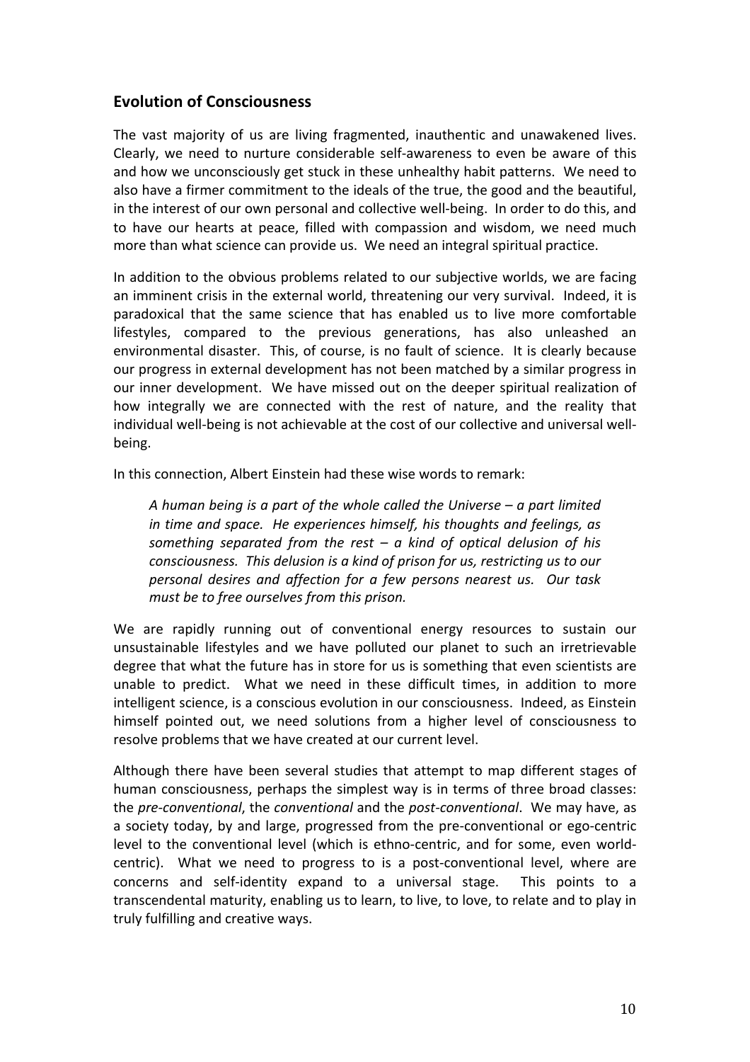## Evolution of Consciousness

The vast majority of us are living fragmented, inauthentic and unawakened lives. Clearly, we need to nurture considerable self-awareness to even be aware of this and how we unconsciously get stuck in these unhealthy habit patterns. We need to also have a firmer commitment to the ideals of the true, the good and the beautiful, in the interest of our own personal and collective well-being. In order to do this, and to have our hearts at peace, filled with compassion and wisdom, we need much more than what science can provide us. We need an integral spiritual practice.

In addition to the obvious problems related to our subjective worlds, we are facing an imminent crisis in the external world, threatening our very survival. Indeed, it is paradoxical that the same science that has enabled us to live more comfortable lifestyles, compared to the previous generations, has also unleashed an environmental disaster. This, of course, is no fault of science. It is clearly because our progress in external development has not been matched by a similar progress in our inner development. We have missed out on the deeper spiritual realization of how integrally we are connected with the rest of nature, and the reality that individual well-being is not achievable at the cost of our collective and universal well-being.

In this connection, Albert Einstein had these wise words to remark:

> *A human being is a part of the whole called the Universe – a part limited in time and space. He experiences himself, his thoughts and feelings, as something separated from the rest – a kind of optical delusion of his consciousness. This delusion is a kind of prison for us, restricting us to our personal desires and affection for a few persons nearest us. Our task must be to free ourselves from this prison.*

We are rapidly running out of conventional energy resources to sustain our unsustainable lifestyles and we have polluted our planet to such an irretrievable degree that what the future has in store for us is something that even scientists are unable to predict. What we need in these difficult times, in addition to more intelligent science, is a conscious evolution in our consciousness. Indeed, as Einstein himself pointed out, we need solutions from a higher level of consciousness to resolve problems that we have created at our current level.

Although there have been several studies that attempt to map different stages of human consciousness, perhaps the simplest way is in terms of three broad classes: the *pre-conventional*, the *conventional* and the *post-conventional*. We may have, as a society today, by and large, progressed from the pre-conventional or ego-centric level to the conventional level (which is ethno-centric, and for some, even world-centric). What we need to progress to is a post-conventional level, where are concerns and self-identity expand to a universal stage. This points to a transcendental maturity, enabling us to learn, to live, to love, to relate and to play in truly fulfilling and creative ways.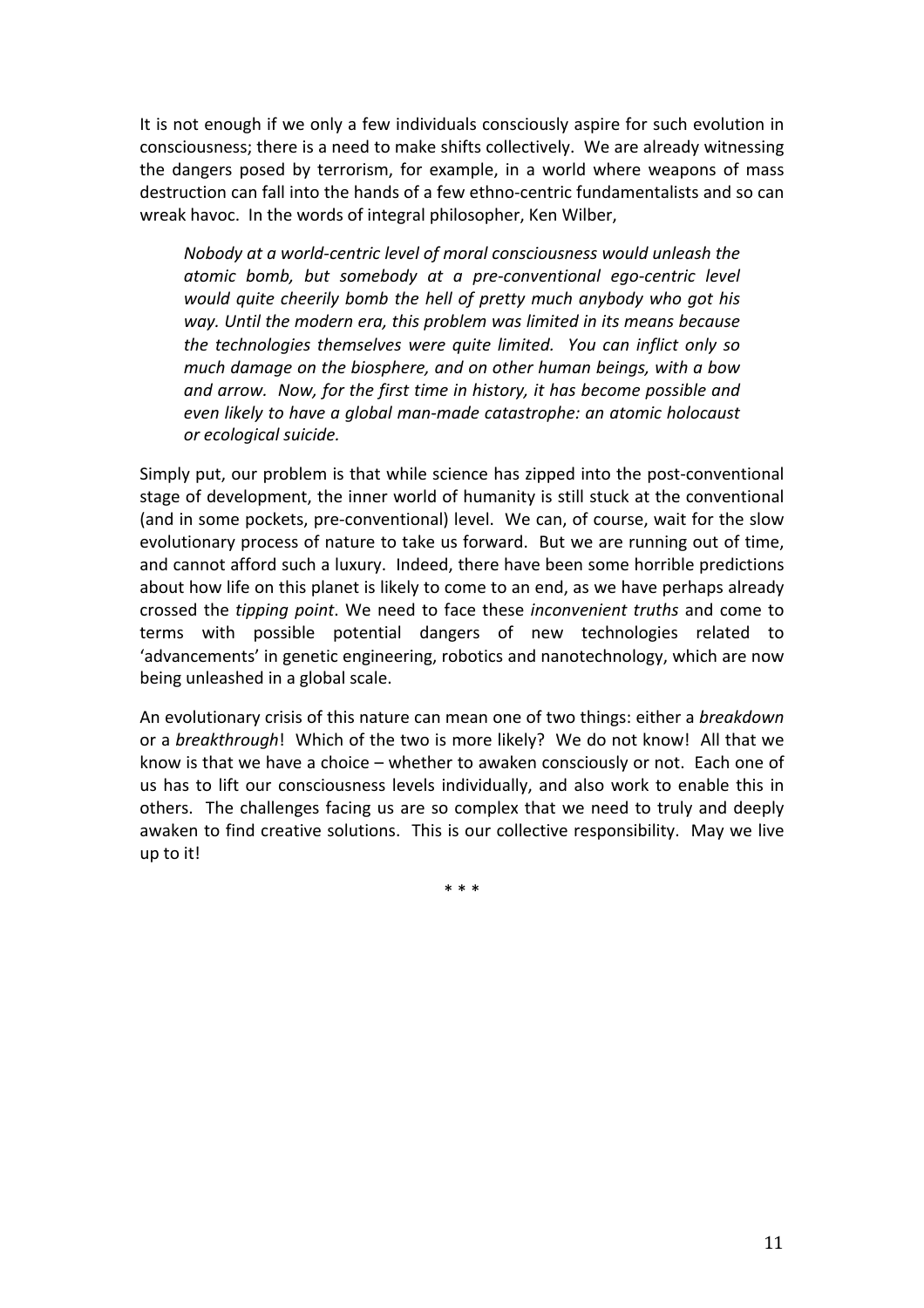It is not enough if we only a few individuals consciously aspire for such evolution in consciousness; there is a need to make shifts collectively. We are already witnessing the dangers posed by terrorism, for example, in a world where weapons of mass destruction can fall into the hands of a few ethno-centric fundamentalists and so can wreak havoc. In the words of integral philosopher, Ken Wilber,

> *Nobody at a world-centric level of moral consciousness would unleash the atomic bomb, but somebody at a pre-conventional ego-centric level would quite cheerily bomb the hell of pretty much anybody who got his way. Until the modern era, this problem was limited in its means because the technologies themselves were quite limited. You can inflict only so much damage on the biosphere, and on other human beings, with a bow and arrow. Now, for the first time in history, it has become possible and even likely to have a global man-made catastrophe: an atomic holocaust or ecological suicide.*

Simply put, our problem is that while science has zipped into the post-conventional stage of development, the inner world of humanity is still stuck at the conventional (and in some pockets, pre-conventional) level. We can, of course, wait for the slow evolutionary process of nature to take us forward. But we are running out of time, and cannot afford such a luxury. Indeed, there have been some horrible predictions about how life on this planet is likely to come to an end, as we have perhaps already crossed the *tipping point*. We need to face these *inconvenient truths* and come to terms with possible potential dangers of new technologies related to 'advancements' in genetic engineering, robotics and nanotechnology, which are now being unleashed in a global scale.

An evolutionary crisis of this nature can mean one of two things: either a *breakdown* or a *breakthrough*! Which of the two is more likely? We do not know! All that we know is that we have a choice – whether to awaken consciously or not. Each one of us has to lift our consciousness levels individually, and also work to enable this in others. The challenges facing us are so complex that we need to truly and deeply awaken to find creative solutions. This is our collective responsibility. May we live up to it!

\* \* \*